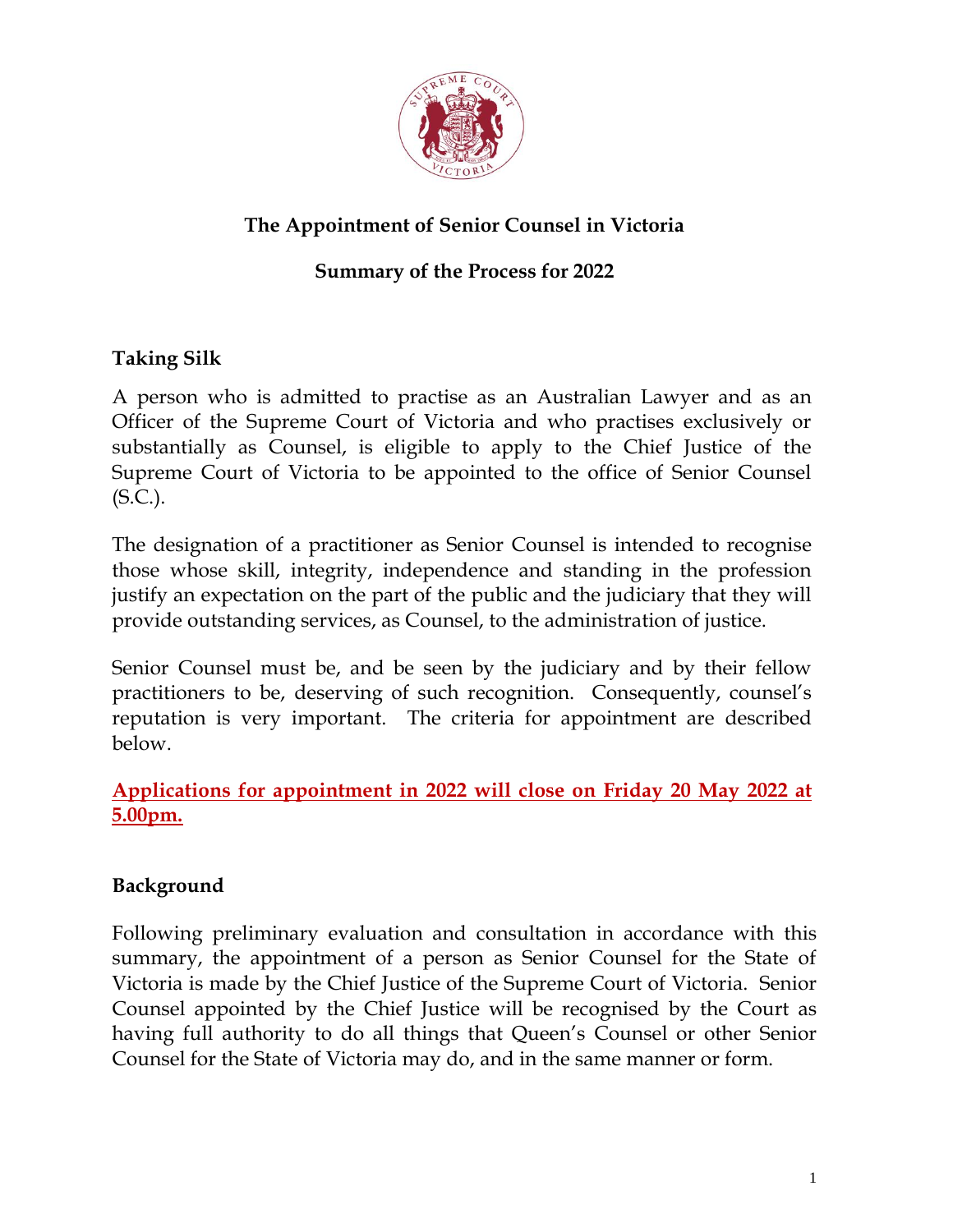# The Appointment of Senior Counsel in Victoria

## Summary of the Process for 2022

### Taking Silk

A person who is admitted to practise as an Australian Lawyer and as an Officer of the Supreme Court of Victoria and who practises exclusively or substantially as Counsel, is eligible to apply to the Chief Justice of the Supreme Court of Victoria to be appointed to the office of Senior Counsel (S.C.).

The designation of a practitioner as Senior Counsel is intended to recognise those whose skill, integrity, independence and standing in the profession justify an expectation on the part of the public and the judiciary that they will provide outstanding services, as Counsel, to the administration of justice.

Senior Counsel must be, and be seen by the judiciary and by their fellow practitioners to be, deserving of such recognition. Consequently, counsel's reputation is very important. The criteria for appointment are described below.

**Applications for appointment in 2022 will close on Friday 20 May 2022 at 5.00pm.**

### Background

Following preliminary evaluation and consultation in accordance with this summary, the appointment of a person as Senior Counsel for the State of Victoria is made by the Chief Justice of the Supreme Court of Victoria. Senior Counsel appointed by the Chief Justice will be recognised by the Court as having full authority to do all things that Queen's Counsel or other Senior Counsel for the State of Victoria may do, and in the same manner or form.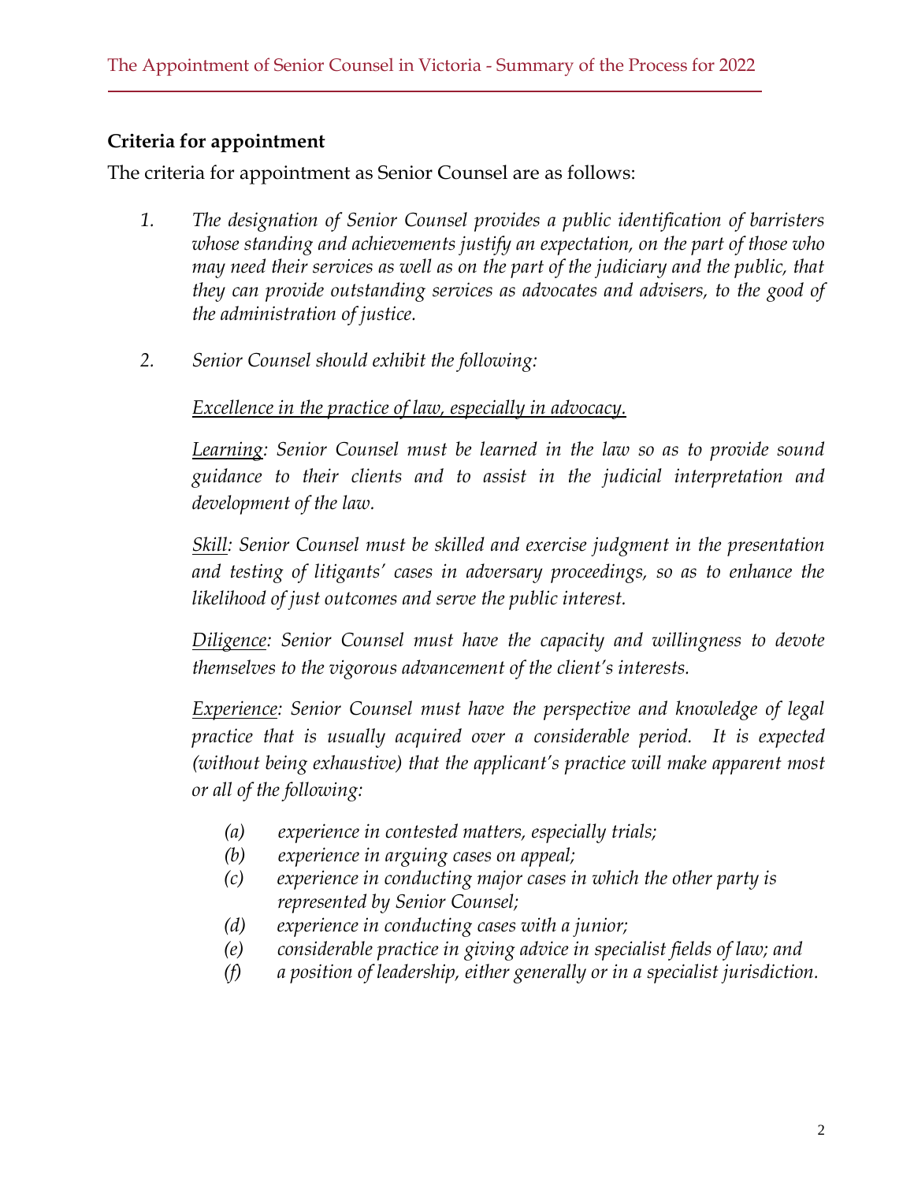## Criteria for appointment

The criteria for appointment as Senior Counsel are as follows:

1. *The designation of Senior Counsel provides a public identification of barristers whose standing and achievements justify an expectation, on the part of those who may need their services as well as on the part of the judiciary and the public, that they can provide outstanding services as advocates and advisers, to the good of the administration of justice.*

2. *Senior Counsel should exhibit the following:*

   *<u>Excellence in the practice of law, especially in advocacy.</u>*

   *<u>Learning</u>: Senior Counsel must be learned in the law so as to provide sound guidance to their clients and to assist in the judicial interpretation and development of the law.*

   *<u>Skill</u>: Senior Counsel must be skilled and exercise judgment in the presentation and testing of litigants' cases in adversary proceedings, so as to enhance the likelihood of just outcomes and serve the public interest.*

   *<u>Diligence</u>: Senior Counsel must have the capacity and willingness to devote themselves to the vigorous advancement of the client's interests.*

   *<u>Experience</u>: Senior Counsel must have the perspective and knowledge of legal practice that is usually acquired over a considerable period. It is expected (without being exhaustive) that the applicant's practice will make apparent most or all of the following:*

   *(a) experience in contested matters, especially trials;*
   *(b) experience in arguing cases on appeal;*
   *(c) experience in conducting major cases in which the other party is represented by Senior Counsel;*
   *(d) experience in conducting cases with a junior;*
   *(e) considerable practice in giving advice in specialist fields of law; and*
   *(f) a position of leadership, either generally or in a specialist jurisdiction.*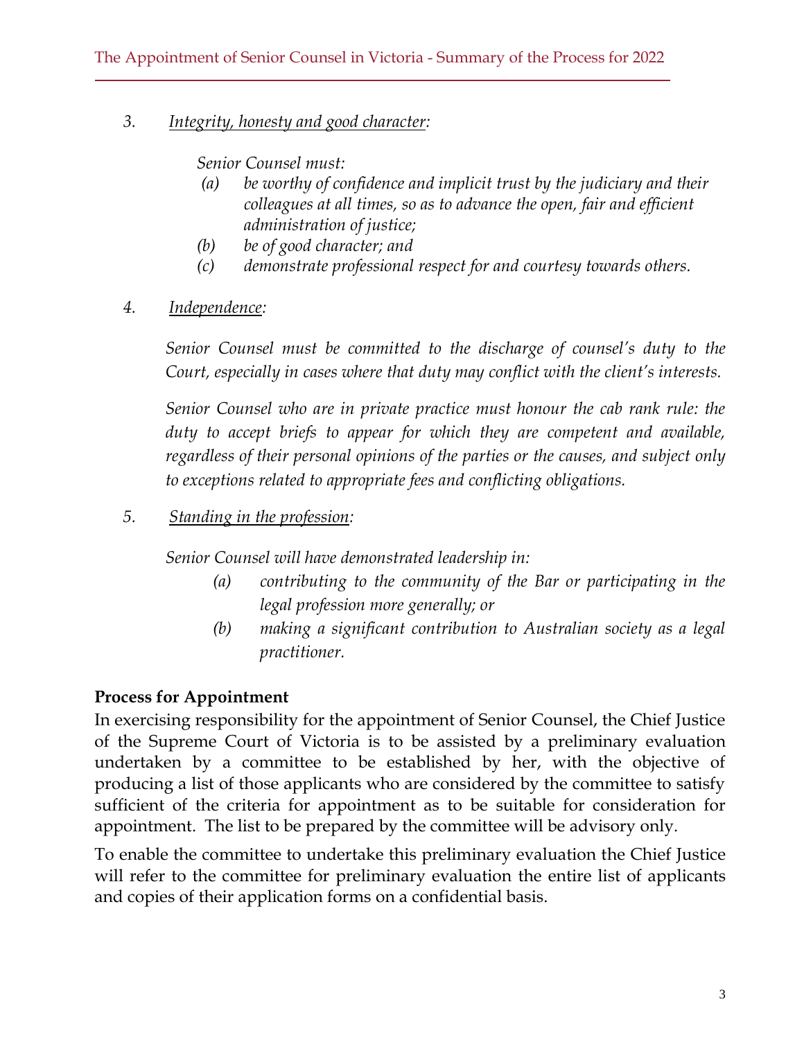3. *Integrity, honesty and good character:*

   *Senior Counsel must:*

   (a) *be worthy of confidence and implicit trust by the judiciary and their colleagues at all times, so as to advance the open, fair and efficient administration of justice;*

   (b) *be of good character; and*

   (c) *demonstrate professional respect for and courtesy towards others.*

4. *Independence:*

   *Senior Counsel must be committed to the discharge of counsel's duty to the Court, especially in cases where that duty may conflict with the client's interests.*

   *Senior Counsel who are in private practice must honour the cab rank rule: the duty to accept briefs to appear for which they are competent and available, regardless of their personal opinions of the parties or the causes, and subject only to exceptions related to appropriate fees and conflicting obligations.*

5. *Standing in the profession:*

   *Senior Counsel will have demonstrated leadership in:*

   (a) *contributing to the community of the Bar or participating in the legal profession more generally; or*

   (b) *making a significant contribution to Australian society as a legal practitioner.*

**Process for Appointment**

In exercising responsibility for the appointment of Senior Counsel, the Chief Justice of the Supreme Court of Victoria is to be assisted by a preliminary evaluation undertaken by a committee to be established by her, with the objective of producing a list of those applicants who are considered by the committee to satisfy sufficient of the criteria for appointment as to be suitable for consideration for appointment. The list to be prepared by the committee will be advisory only.

To enable the committee to undertake this preliminary evaluation the Chief Justice will refer to the committee for preliminary evaluation the entire list of applicants and copies of their application forms on a confidential basis.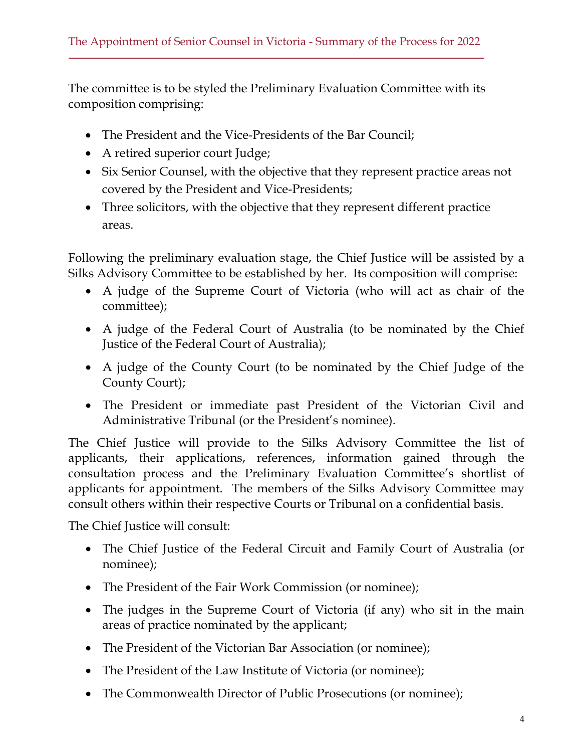The committee is to be styled the Preliminary Evaluation Committee with its composition comprising:

- The President and the Vice-Presidents of the Bar Council;
- A retired superior court Judge;
- Six Senior Counsel, with the objective that they represent practice areas not covered by the President and Vice-Presidents;
- Three solicitors, with the objective that they represent different practice areas.

Following the preliminary evaluation stage, the Chief Justice will be assisted by a Silks Advisory Committee to be established by her. Its composition will comprise:

- A judge of the Supreme Court of Victoria (who will act as chair of the committee);
- A judge of the Federal Court of Australia (to be nominated by the Chief Justice of the Federal Court of Australia);
- A judge of the County Court (to be nominated by the Chief Judge of the County Court);
- The President or immediate past President of the Victorian Civil and Administrative Tribunal (or the President's nominee).

The Chief Justice will provide to the Silks Advisory Committee the list of applicants, their applications, references, information gained through the consultation process and the Preliminary Evaluation Committee's shortlist of applicants for appointment. The members of the Silks Advisory Committee may consult others within their respective Courts or Tribunal on a confidential basis.

The Chief Justice will consult:

- The Chief Justice of the Federal Circuit and Family Court of Australia (or nominee);
- The President of the Fair Work Commission (or nominee);
- The judges in the Supreme Court of Victoria (if any) who sit in the main areas of practice nominated by the applicant;
- The President of the Victorian Bar Association (or nominee);
- The President of the Law Institute of Victoria (or nominee);
- The Commonwealth Director of Public Prosecutions (or nominee);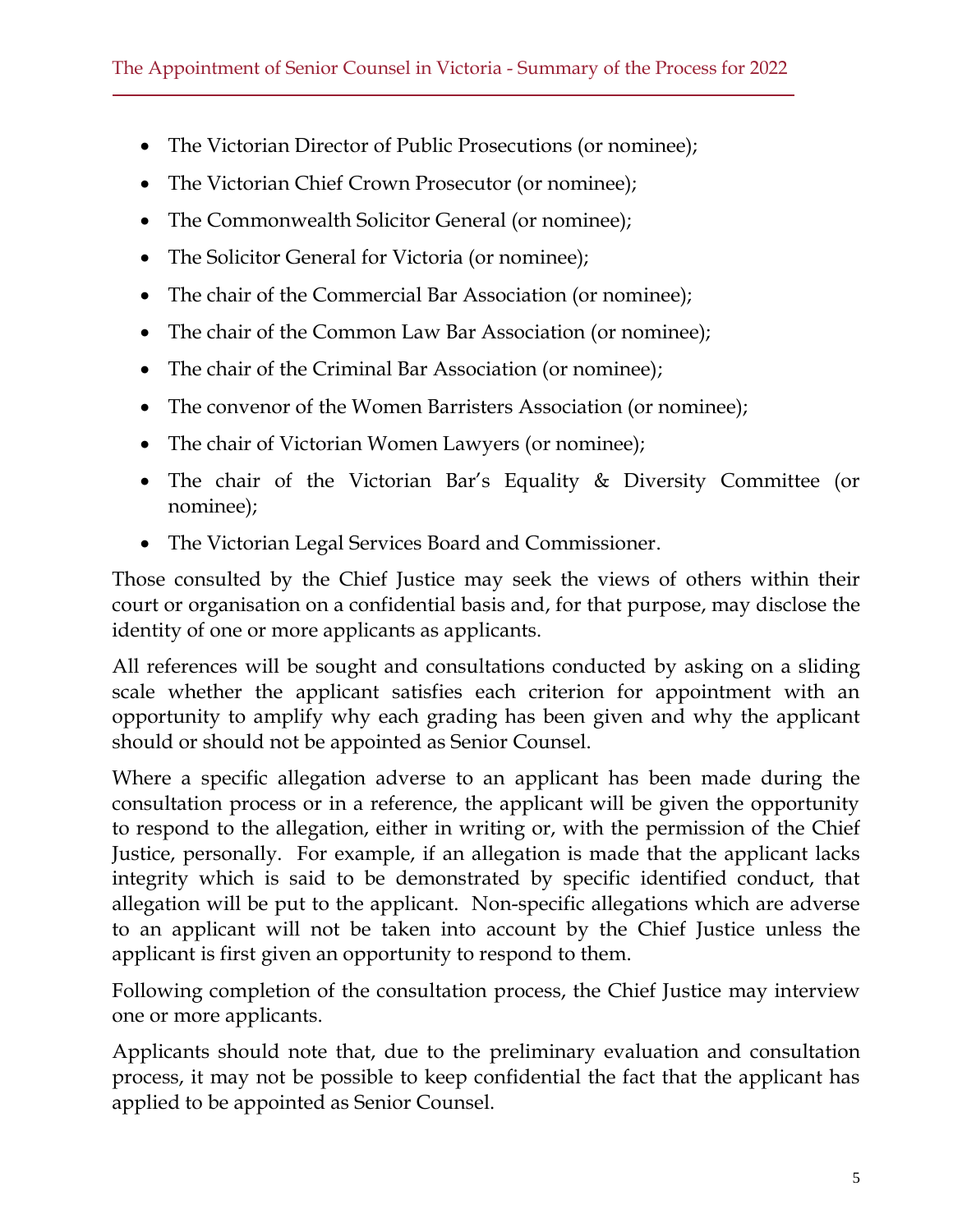- The Victorian Director of Public Prosecutions (or nominee);
- The Victorian Chief Crown Prosecutor (or nominee);
- The Commonwealth Solicitor General (or nominee);
- The Solicitor General for Victoria (or nominee);
- The chair of the Commercial Bar Association (or nominee);
- The chair of the Common Law Bar Association (or nominee);
- The chair of the Criminal Bar Association (or nominee);
- The convenor of the Women Barristers Association (or nominee);
- The chair of Victorian Women Lawyers (or nominee);
- The chair of the Victorian Bar's Equality & Diversity Committee (or nominee);
- The Victorian Legal Services Board and Commissioner.

Those consulted by the Chief Justice may seek the views of others within their court or organisation on a confidential basis and, for that purpose, may disclose the identity of one or more applicants as applicants.

All references will be sought and consultations conducted by asking on a sliding scale whether the applicant satisfies each criterion for appointment with an opportunity to amplify why each grading has been given and why the applicant should or should not be appointed as Senior Counsel.

Where a specific allegation adverse to an applicant has been made during the consultation process or in a reference, the applicant will be given the opportunity to respond to the allegation, either in writing or, with the permission of the Chief Justice, personally. For example, if an allegation is made that the applicant lacks integrity which is said to be demonstrated by specific identified conduct, that allegation will be put to the applicant. Non-specific allegations which are adverse to an applicant will not be taken into account by the Chief Justice unless the applicant is first given an opportunity to respond to them.

Following completion of the consultation process, the Chief Justice may interview one or more applicants.

Applicants should note that, due to the preliminary evaluation and consultation process, it may not be possible to keep confidential the fact that the applicant has applied to be appointed as Senior Counsel.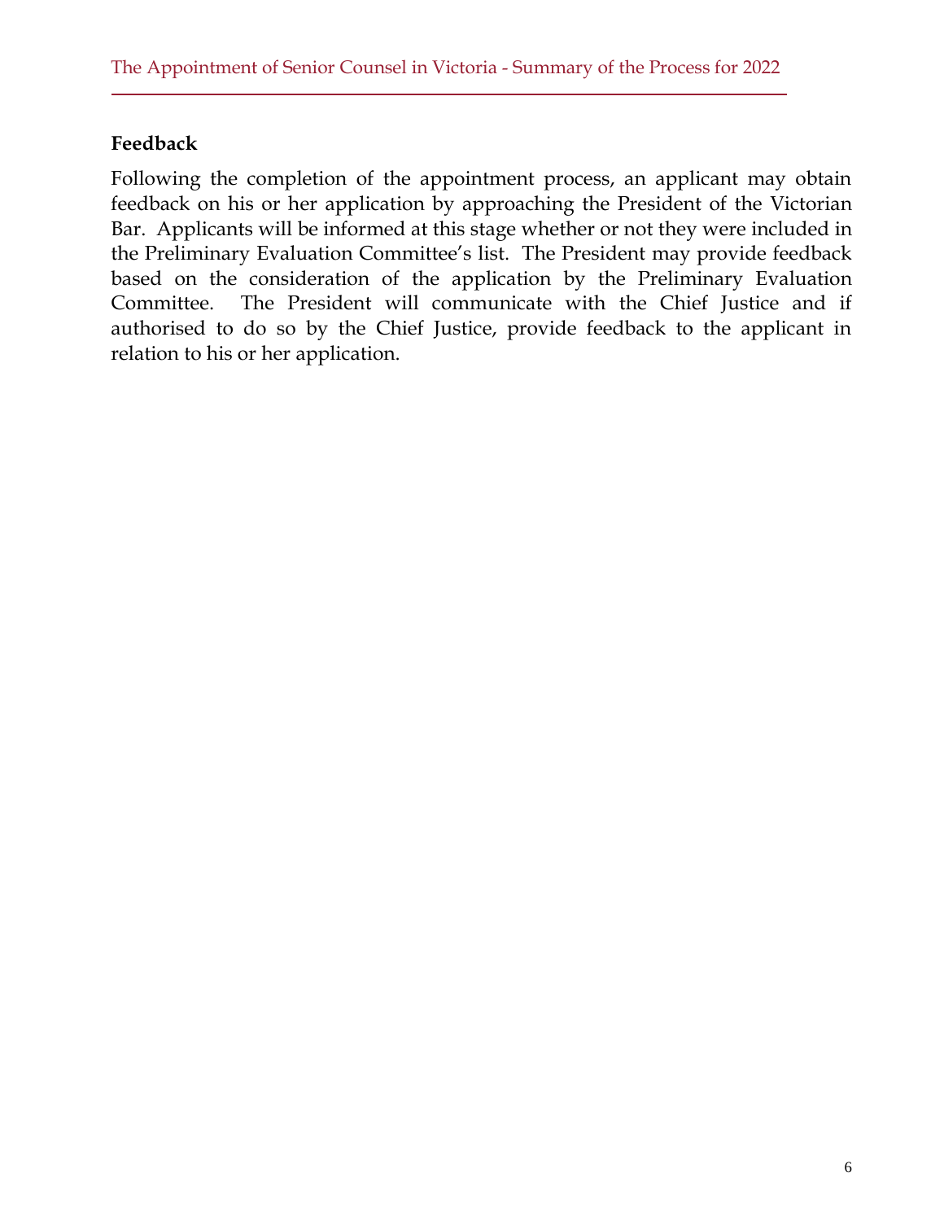**Feedback**

Following the completion of the appointment process, an applicant may obtain feedback on his or her application by approaching the President of the Victorian Bar. Applicants will be informed at this stage whether or not they were included in the Preliminary Evaluation Committee's list. The President may provide feedback based on the consideration of the application by the Preliminary Evaluation Committee. The President will communicate with the Chief Justice and if authorised to do so by the Chief Justice, provide feedback to the applicant in relation to his or her application.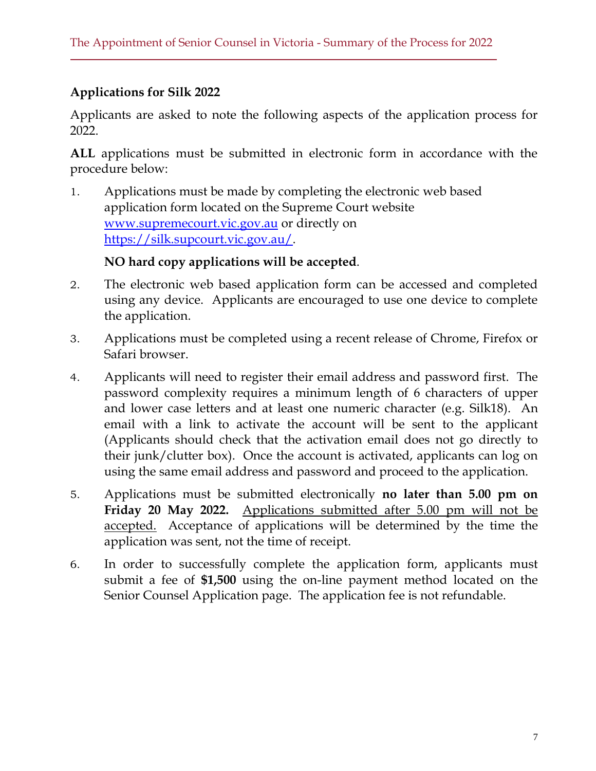## Applications for Silk 2022

Applicants are asked to note the following aspects of the application process for 2022.

**ALL** applications must be submitted in electronic form in accordance with the procedure below:

1. Applications must be made by completing the electronic web based application form located on the Supreme Court website [www.supremecourt.vic.gov.au](http://www.supremecourt.vic.gov.au) or directly on [https://silk.supcourt.vic.gov.au/](https://silk.supcourt.vic.gov.au/).

   **NO hard copy applications will be accepted**.

2. The electronic web based application form can be accessed and completed using any device. Applicants are encouraged to use one device to complete the application.

3. Applications must be completed using a recent release of Chrome, Firefox or Safari browser.

4. Applicants will need to register their email address and password first. The password complexity requires a minimum length of 6 characters of upper and lower case letters and at least one numeric character (e.g. Silk18). An email with a link to activate the account will be sent to the applicant (Applicants should check that the activation email does not go directly to their junk/clutter box). Once the account is activated, applicants can log on using the same email address and password and proceed to the application.

5. Applications must be submitted electronically **no later than 5.00 pm on Friday 20 May 2022.** <u>Applications submitted after 5.00 pm will not be accepted.</u> Acceptance of applications will be determined by the time the application was sent, not the time of receipt.

6. In order to successfully complete the application form, applicants must submit a fee of **$1,500** using the on-line payment method located on the Senior Counsel Application page. The application fee is not refundable.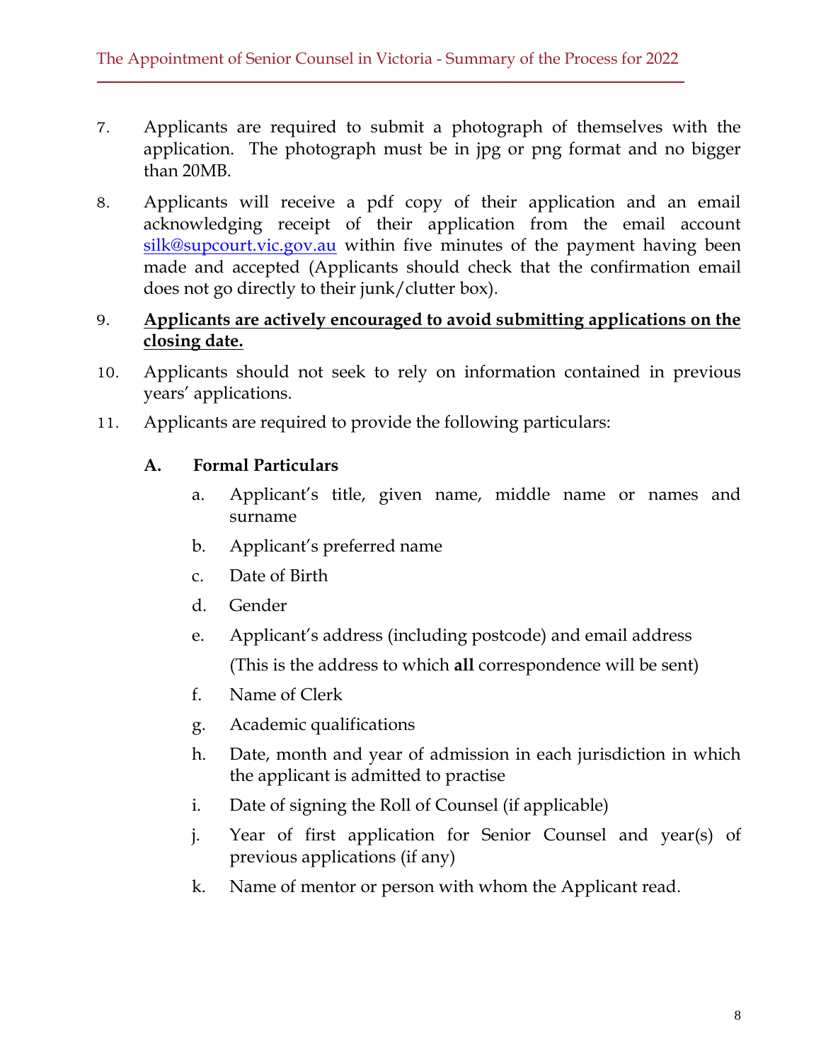7. Applicants are required to submit a photograph of themselves with the application. The photograph must be in jpg or png format and no bigger than 20MB.

8. Applicants will receive a pdf copy of their application and an email acknowledging receipt of their application from the email account [silk@supcourt.vic.gov.au](mailto:silk@supcourt.vic.gov.au) within five minutes of the payment having been made and accepted (Applicants should check that the confirmation email does not go directly to their junk/clutter box).

9. **Applicants are actively encouraged to avoid submitting applications on the closing date.**

10. Applicants should not seek to rely on information contained in previous years' applications.

11. Applicants are required to provide the following particulars:

   **A. Formal Particulars**

   a. Applicant's title, given name, middle name or names and surname

   b. Applicant's preferred name

   c. Date of Birth

   d. Gender

   e. Applicant's address (including postcode) and email address

      (This is the address to which **all** correspondence will be sent)

   f. Name of Clerk

   g. Academic qualifications

   h. Date, month and year of admission in each jurisdiction in which the applicant is admitted to practise

   i. Date of signing the Roll of Counsel (if applicable)

   j. Year of first application for Senior Counsel and year(s) of previous applications (if any)

   k. Name of mentor or person with whom the Applicant read.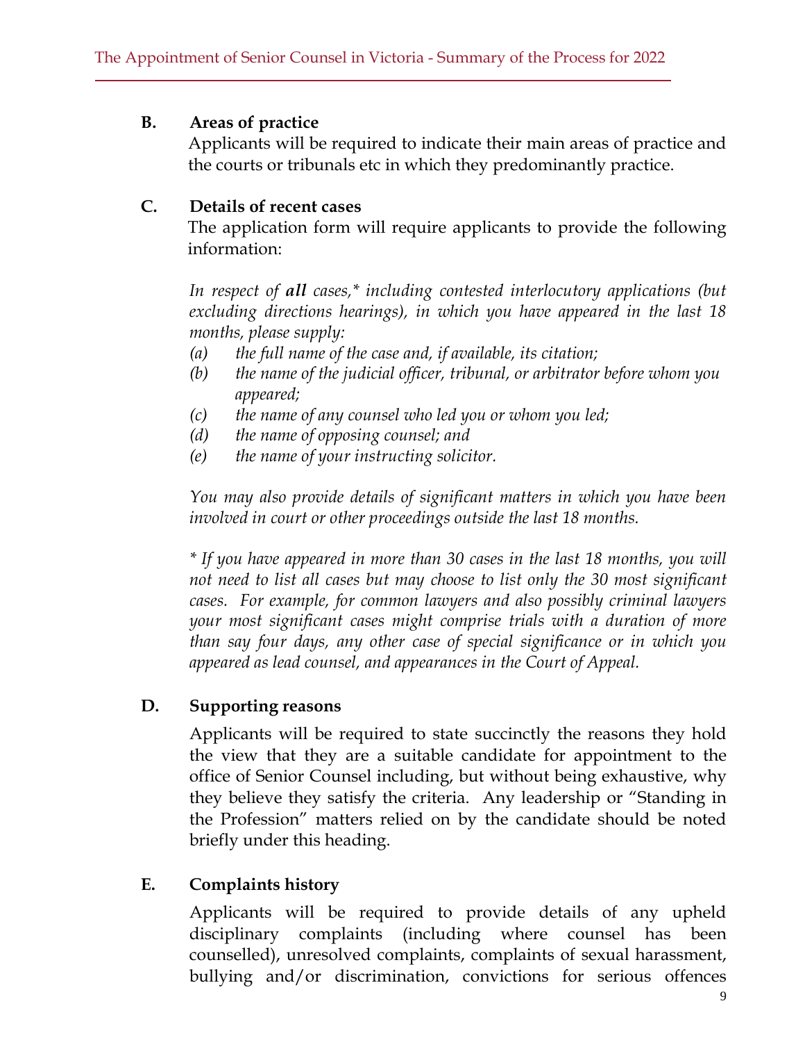### B. Areas of practice

Applicants will be required to indicate their main areas of practice and the courts or tribunals etc in which they predominantly practice.

### C. Details of recent cases

The application form will require applicants to provide the following information:

*In respect of **all** cases,* including contested interlocutory applications (but excluding directions hearings), in which you have appeared in the last 18 months, please supply:*

*(a) the full name of the case and, if available, its citation;*
*(b) the name of the judicial officer, tribunal, or arbitrator before whom you appeared;*
*(c) the name of any counsel who led you or whom you led;*
*(d) the name of opposing counsel; and*
*(e) the name of your instructing solicitor.*

*You may also provide details of significant matters in which you have been involved in court or other proceedings outside the last 18 months.*

** If you have appeared in more than 30 cases in the last 18 months, you will not need to list all cases but may choose to list only the 30 most significant cases. For example, for common lawyers and also possibly criminal lawyers your most significant cases might comprise trials with a duration of more than say four days, any other case of special significance or in which you appeared as lead counsel, and appearances in the Court of Appeal.*

### D. Supporting reasons

Applicants will be required to state succinctly the reasons they hold the view that they are a suitable candidate for appointment to the office of Senior Counsel including, but without being exhaustive, why they believe they satisfy the criteria. Any leadership or "Standing in the Profession" matters relied on by the candidate should be noted briefly under this heading.

### E. Complaints history

Applicants will be required to provide details of any upheld disciplinary complaints (including where counsel has been counselled), unresolved complaints, complaints of sexual harassment, bullying and/or discrimination, convictions for serious offences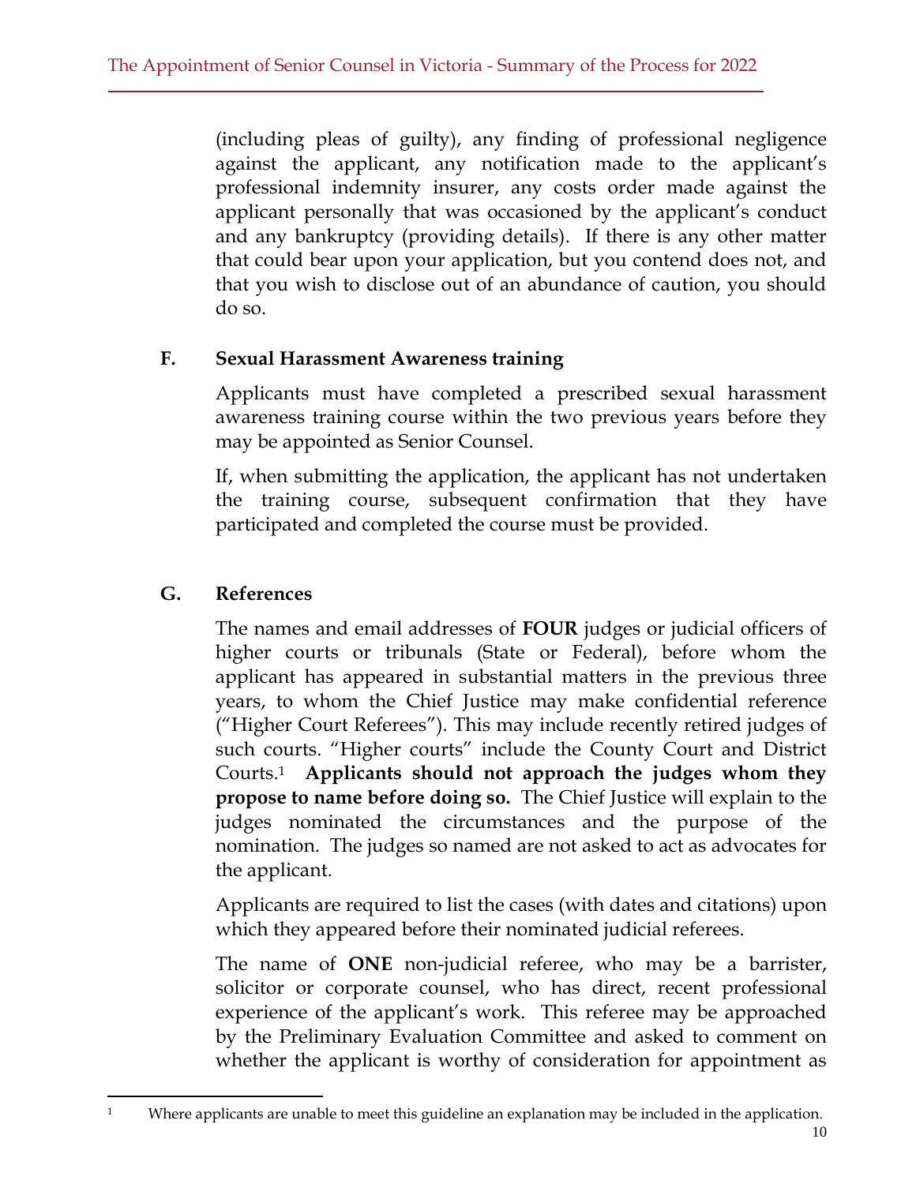(including pleas of guilty), any finding of professional negligence against the applicant, any notification made to the applicant's professional indemnity insurer, any costs order made against the applicant personally that was occasioned by the applicant's conduct and any bankruptcy (providing details). If there is any other matter that could bear upon your application, but you contend does not, and that you wish to disclose out of an abundance of caution, you should do so.

### F. Sexual Harassment Awareness training

Applicants must have completed a prescribed sexual harassment awareness training course within the two previous years before they may be appointed as Senior Counsel.

If, when submitting the application, the applicant has not undertaken the training course, subsequent confirmation that they have participated and completed the course must be provided.

### G. References

The names and email addresses of **FOUR** judges or judicial officers of higher courts or tribunals (State or Federal), before whom the applicant has appeared in substantial matters in the previous three years, to whom the Chief Justice may make confidential reference ("Higher Court Referees"). This may include recently retired judges of such courts. "Higher courts" include the County Court and District Courts.[1] **Applicants should not approach the judges whom they propose to name before doing so.** The Chief Justice will explain to the judges nominated the circumstances and the purpose of the nomination. The judges so named are not asked to act as advocates for the applicant.

Applicants are required to list the cases (with dates and citations) upon which they appeared before their nominated judicial referees.

The name of **ONE** non-judicial referee, who may be a barrister, solicitor or corporate counsel, who has direct, recent professional experience of the applicant's work. This referee may be approached by the Preliminary Evaluation Committee and asked to comment on whether the applicant is worthy of consideration for appointment as

---

[1] Where applicants are unable to meet this guideline an explanation may be included in the application.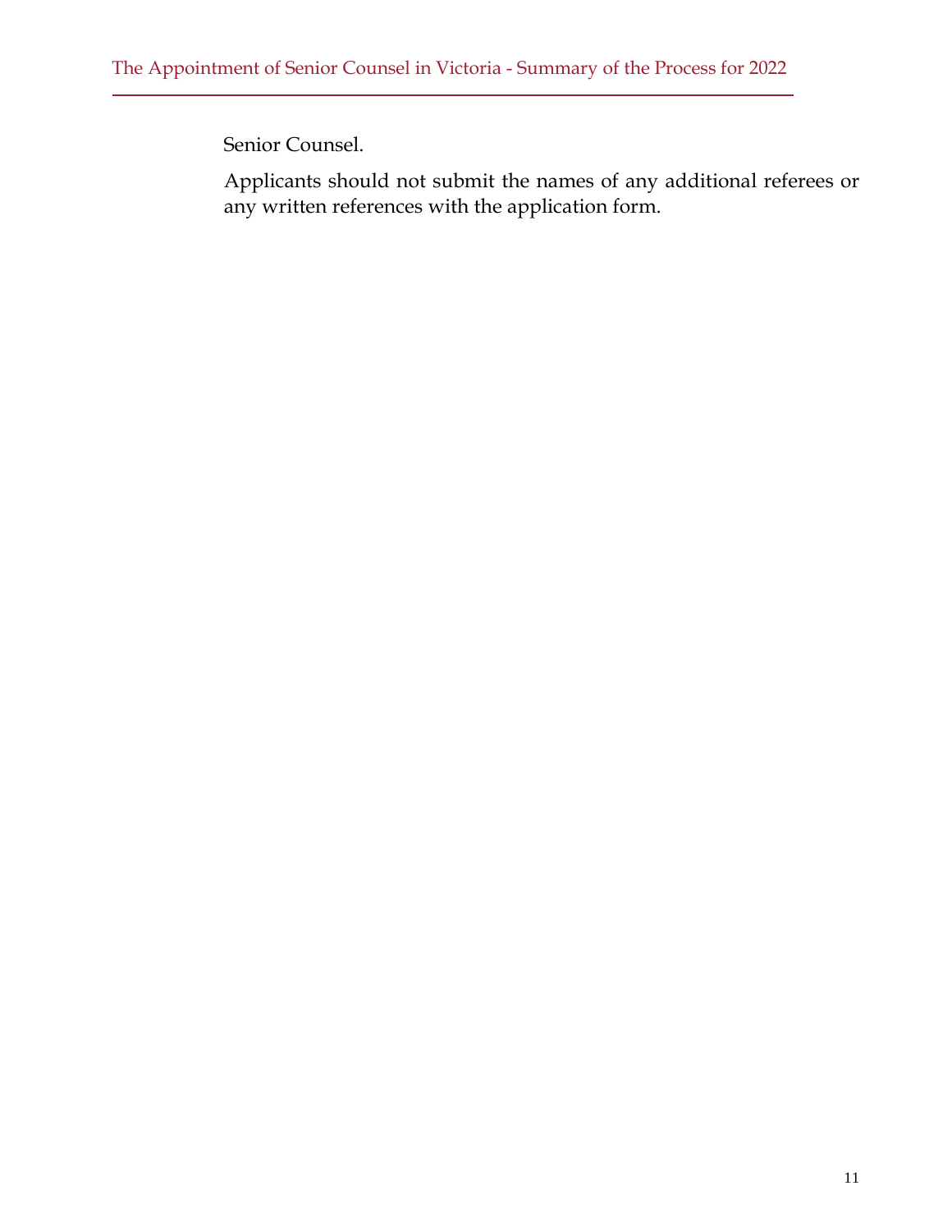Senior Counsel.

Applicants should not submit the names of any additional referees or any written references with the application form.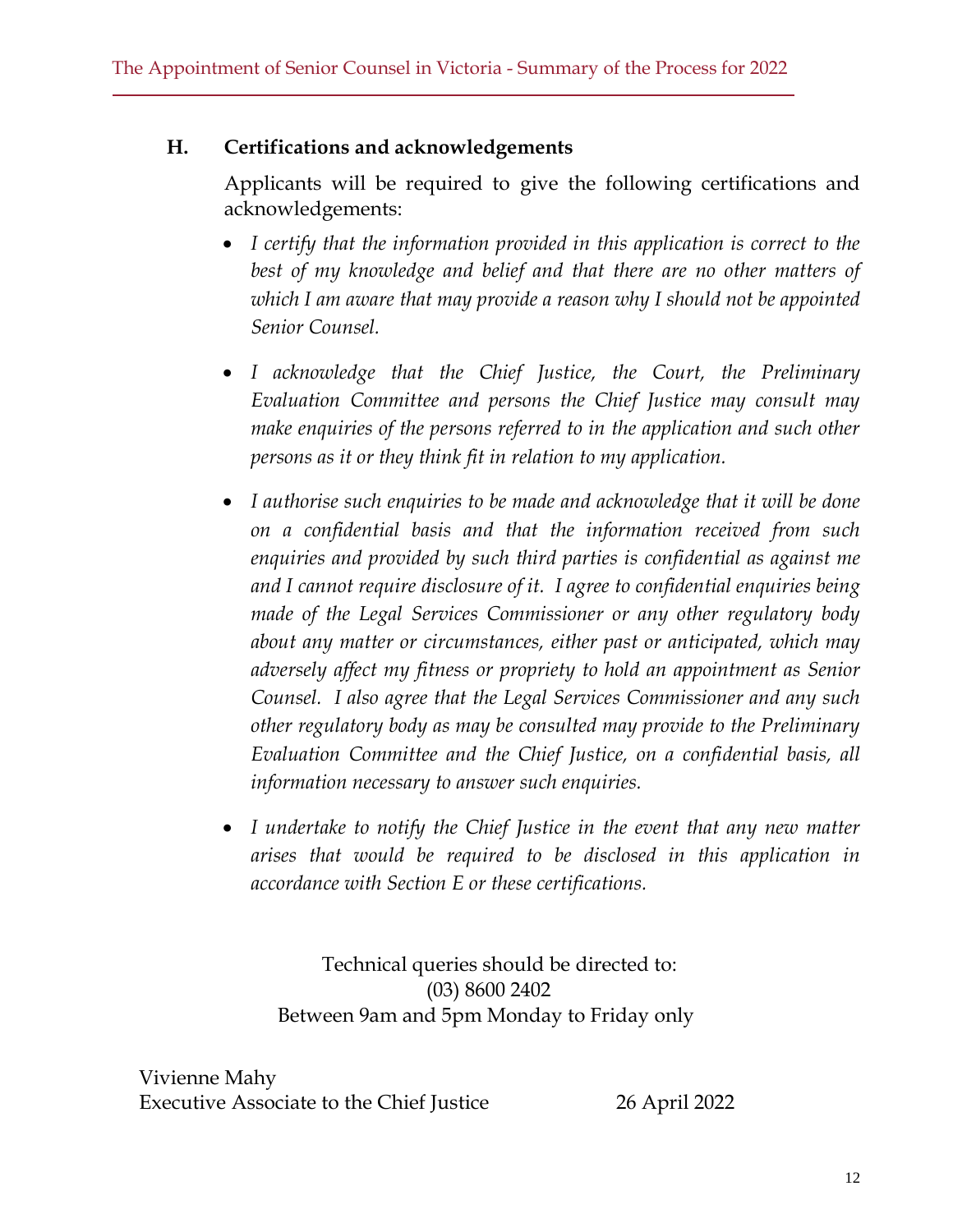## H. Certifications and acknowledgements

Applicants will be required to give the following certifications and acknowledgements:

- *I certify that the information provided in this application is correct to the best of my knowledge and belief and that there are no other matters of which I am aware that may provide a reason why I should not be appointed Senior Counsel.*

- *I acknowledge that the Chief Justice, the Court, the Preliminary Evaluation Committee and persons the Chief Justice may consult may make enquiries of the persons referred to in the application and such other persons as it or they think fit in relation to my application.*

- *I authorise such enquiries to be made and acknowledge that it will be done on a confidential basis and that the information received from such enquiries and provided by such third parties is confidential as against me and I cannot require disclosure of it. I agree to confidential enquiries being made of the Legal Services Commissioner or any other regulatory body about any matter or circumstances, either past or anticipated, which may adversely affect my fitness or propriety to hold an appointment as Senior Counsel. I also agree that the Legal Services Commissioner and any such other regulatory body as may be consulted may provide to the Preliminary Evaluation Committee and the Chief Justice, on a confidential basis, all information necessary to answer such enquiries.*

- *I undertake to notify the Chief Justice in the event that any new matter arises that would be required to be disclosed in this application in accordance with Section E or these certifications.*

Technical queries should be directed to:
(03) 8600 2402
Between 9am and 5pm Monday to Friday only

Vivienne Mahy
Executive Associate to the Chief Justice 26 April 2022